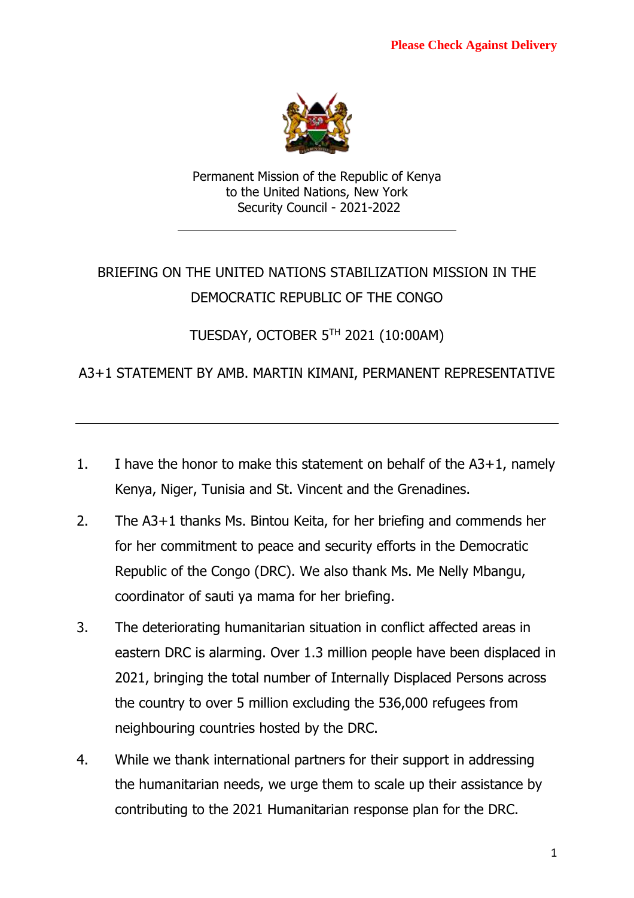**Please Check Against Delivery**

Permanent Mission of the Republic of Kenya
to the United Nations, New York
Security Council - 2021-2022

BRIEFING ON THE UNITED NATIONS STABILIZATION MISSION IN THE DEMOCRATIC REPUBLIC OF THE CONGO

TUESDAY, OCTOBER 5TH 2021 (10:00AM)

A3+1 STATEMENT BY AMB. MARTIN KIMANI, PERMANENT REPRESENTATIVE

---

1. I have the honor to make this statement on behalf of the A3+1, namely Kenya, Niger, Tunisia and St. Vincent and the Grenadines.

2. The A3+1 thanks Ms. Bintou Keita, for her briefing and commends her for her commitment to peace and security efforts in the Democratic Republic of the Congo (DRC). We also thank Ms. Me Nelly Mbangu, coordinator of sauti ya mama for her briefing.

3. The deteriorating humanitarian situation in conflict affected areas in eastern DRC is alarming. Over 1.3 million people have been displaced in 2021, bringing the total number of Internally Displaced Persons across the country to over 5 million excluding the 536,000 refugees from neighbouring countries hosted by the DRC.

4. While we thank international partners for their support in addressing the humanitarian needs, we urge them to scale up their assistance by contributing to the 2021 Humanitarian response plan for the DRC.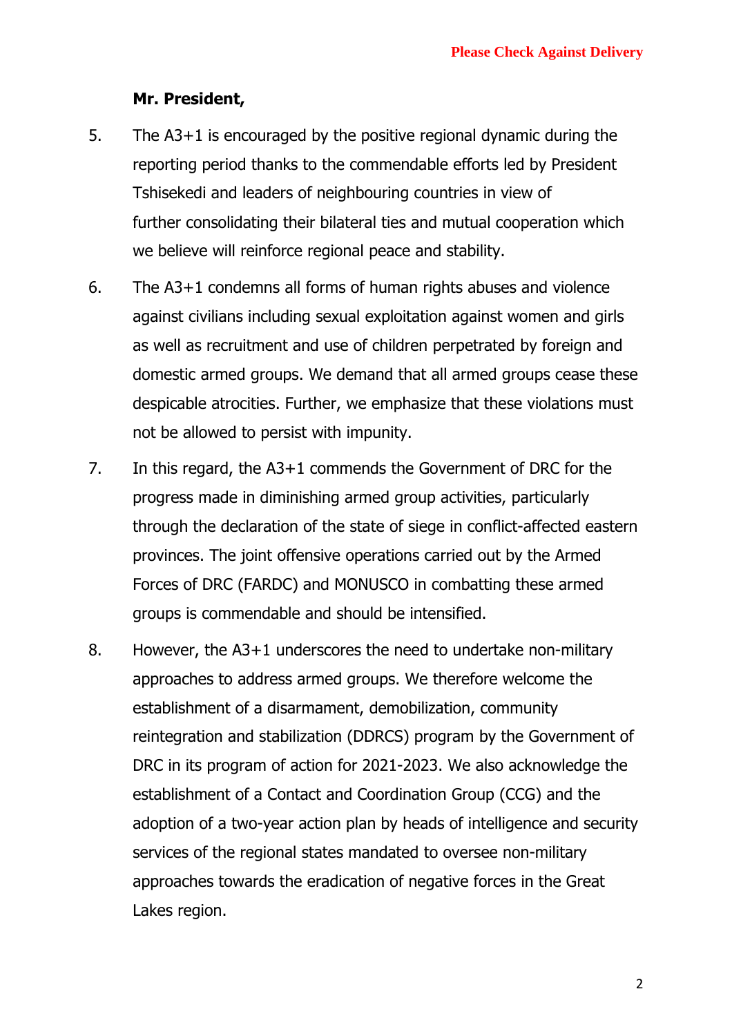**Please Check Against Delivery**

**Mr. President,**

5. The A3+1 is encouraged by the positive regional dynamic during the reporting period thanks to the commendable efforts led by President Tshisekedi and leaders of neighbouring countries in view of further consolidating their bilateral ties and mutual cooperation which we believe will reinforce regional peace and stability.

6. The A3+1 condemns all forms of human rights abuses and violence against civilians including sexual exploitation against women and girls as well as recruitment and use of children perpetrated by foreign and domestic armed groups. We demand that all armed groups cease these despicable atrocities. Further, we emphasize that these violations must not be allowed to persist with impunity.

7. In this regard, the A3+1 commends the Government of DRC for the progress made in diminishing armed group activities, particularly through the declaration of the state of siege in conflict-affected eastern provinces. The joint offensive operations carried out by the Armed Forces of DRC (FARDC) and MONUSCO in combatting these armed groups is commendable and should be intensified.

8. However, the A3+1 underscores the need to undertake non-military approaches to address armed groups. We therefore welcome the establishment of a disarmament, demobilization, community reintegration and stabilization (DDRCS) program by the Government of DRC in its program of action for 2021-2023. We also acknowledge the establishment of a Contact and Coordination Group (CCG) and the adoption of a two-year action plan by heads of intelligence and security services of the regional states mandated to oversee non-military approaches towards the eradication of negative forces in the Great Lakes region.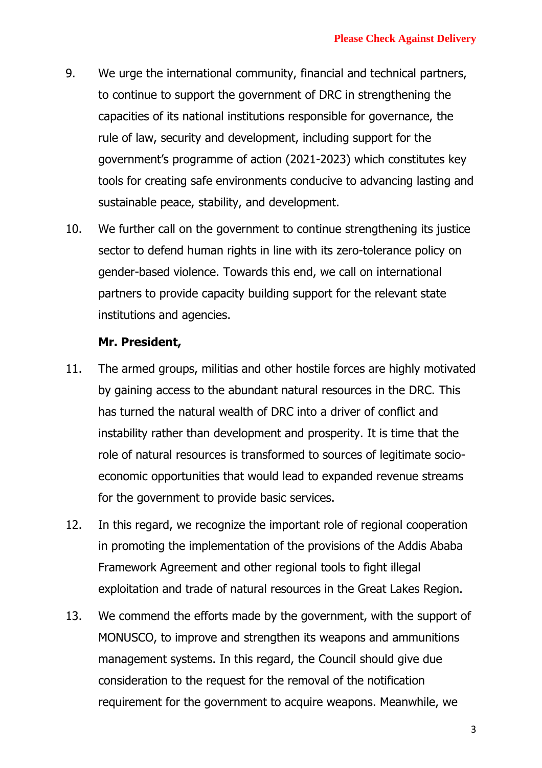9. We urge the international community, financial and technical partners, to continue to support the government of DRC in strengthening the capacities of its national institutions responsible for governance, the rule of law, security and development, including support for the government's programme of action (2021-2023) which constitutes key tools for creating safe environments conducive to advancing lasting and sustainable peace, stability, and development.

10. We further call on the government to continue strengthening its justice sector to defend human rights in line with its zero-tolerance policy on gender-based violence. Towards this end, we call on international partners to provide capacity building support for the relevant state institutions and agencies.

**Mr. President,**

11. The armed groups, militias and other hostile forces are highly motivated by gaining access to the abundant natural resources in the DRC. This has turned the natural wealth of DRC into a driver of conflict and instability rather than development and prosperity. It is time that the role of natural resources is transformed to sources of legitimate socio-economic opportunities that would lead to expanded revenue streams for the government to provide basic services.

12. In this regard, we recognize the important role of regional cooperation in promoting the implementation of the provisions of the Addis Ababa Framework Agreement and other regional tools to fight illegal exploitation and trade of natural resources in the Great Lakes Region.

13. We commend the efforts made by the government, with the support of MONUSCO, to improve and strengthen its weapons and ammunitions management systems. In this regard, the Council should give due consideration to the request for the removal of the notification requirement for the government to acquire weapons. Meanwhile, we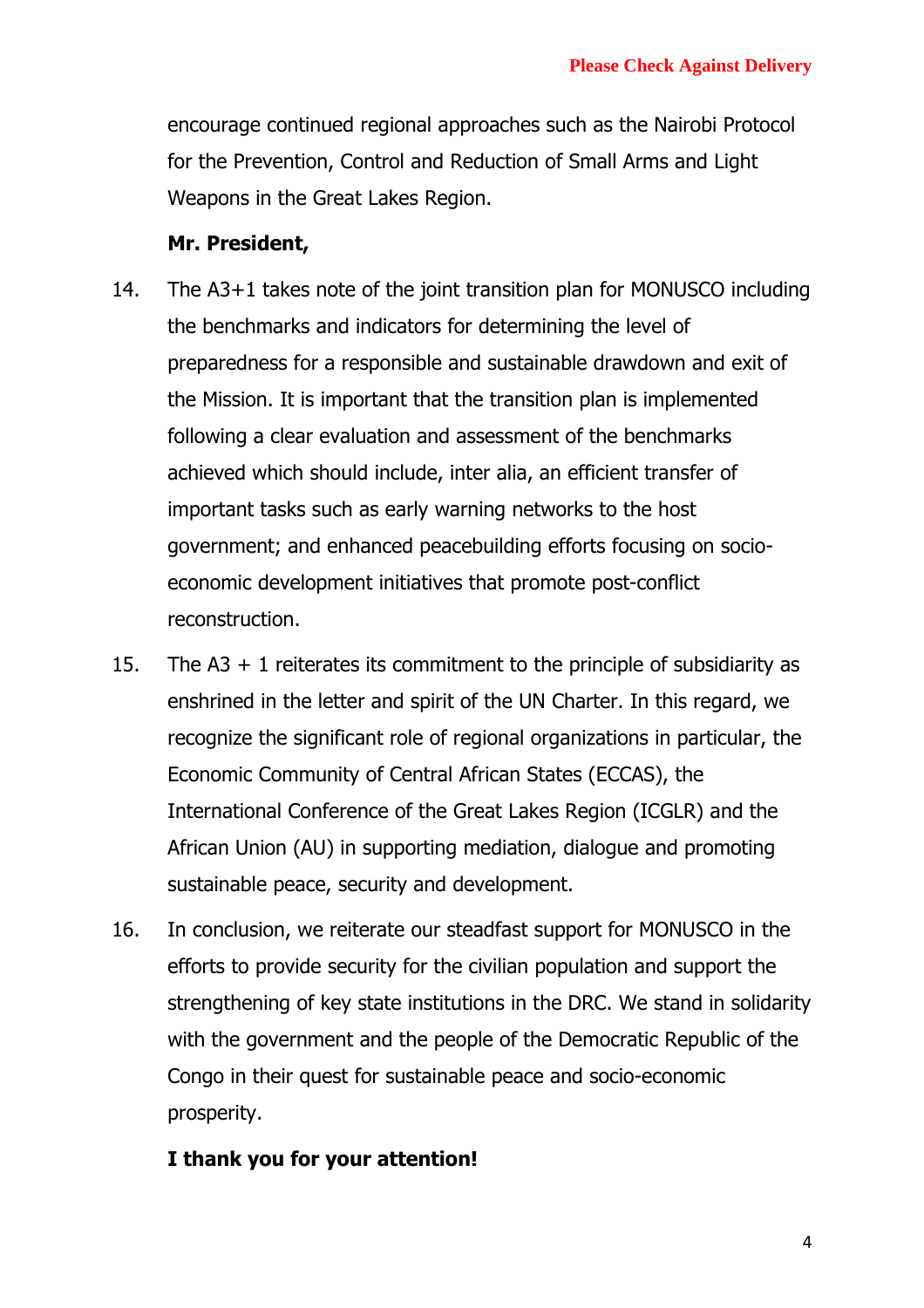encourage continued regional approaches such as the Nairobi Protocol for the Prevention, Control and Reduction of Small Arms and Light Weapons in the Great Lakes Region.

**Mr. President,**

14. The A3+1 takes note of the joint transition plan for MONUSCO including the benchmarks and indicators for determining the level of preparedness for a responsible and sustainable drawdown and exit of the Mission. It is important that the transition plan is implemented following a clear evaluation and assessment of the benchmarks achieved which should include, inter alia, an efficient transfer of important tasks such as early warning networks to the host government; and enhanced peacebuilding efforts focusing on socio-economic development initiatives that promote post-conflict reconstruction.

15. The A3 + 1 reiterates its commitment to the principle of subsidiarity as enshrined in the letter and spirit of the UN Charter. In this regard, we recognize the significant role of regional organizations in particular, the Economic Community of Central African States (ECCAS), the International Conference of the Great Lakes Region (ICGLR) and the African Union (AU) in supporting mediation, dialogue and promoting sustainable peace, security and development.

16. In conclusion, we reiterate our steadfast support for MONUSCO in the efforts to provide security for the civilian population and support the strengthening of key state institutions in the DRC. We stand in solidarity with the government and the people of the Democratic Republic of the Congo in their quest for sustainable peace and socio-economic prosperity.

**I thank you for your attention!**